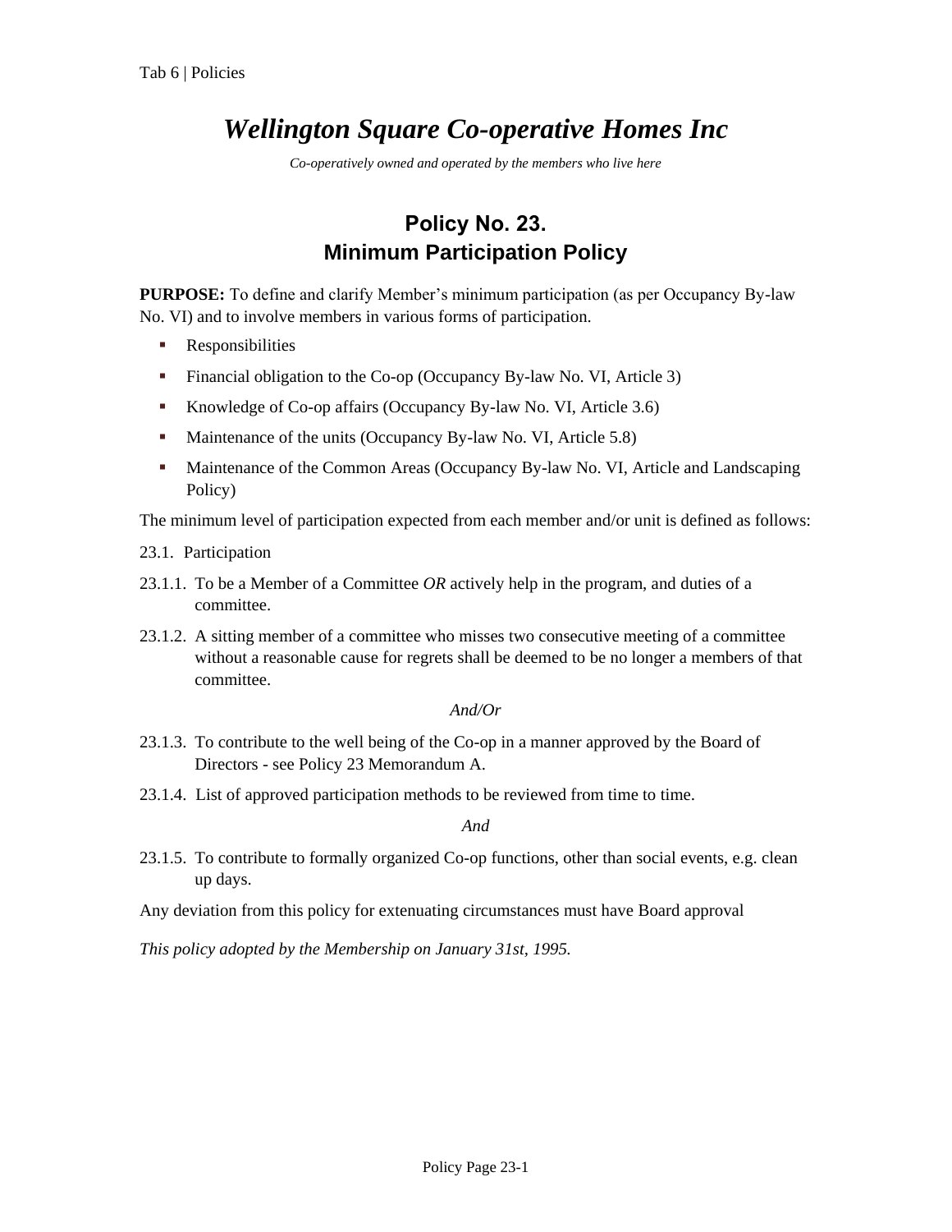# *Wellington Square Co-operative Homes Inc*

*Co-operatively owned and operated by the members who live here*

## Policy No. 23.
## Minimum Participation Policy

**PURPOSE:** To define and clarify Member's minimum participation (as per Occupancy By-law No. VI) and to involve members in various forms of participation.

- Responsibilities
- Financial obligation to the Co-op (Occupancy By-law No. VI, Article 3)
- Knowledge of Co-op affairs (Occupancy By-law No. VI, Article 3.6)
- Maintenance of the units (Occupancy By-law No. VI, Article 5.8)
- Maintenance of the Common Areas (Occupancy By-law No. VI, Article and Landscaping Policy)

The minimum level of participation expected from each member and/or unit is defined as follows:

23.1. Participation

23.1.1. To be a Member of a Committee *OR* actively help in the program, and duties of a committee.

23.1.2. A sitting member of a committee who misses two consecutive meeting of a committee without a reasonable cause for regrets shall be deemed to be no longer a members of that committee.

*And/Or*

23.1.3. To contribute to the well being of the Co-op in a manner approved by the Board of Directors - see Policy 23 Memorandum A.

23.1.4. List of approved participation methods to be reviewed from time to time.

*And*

23.1.5. To contribute to formally organized Co-op functions, other than social events, e.g. clean up days.

Any deviation from this policy for extenuating circumstances must have Board approval

*This policy adopted by the Membership on January 31st, 1995.*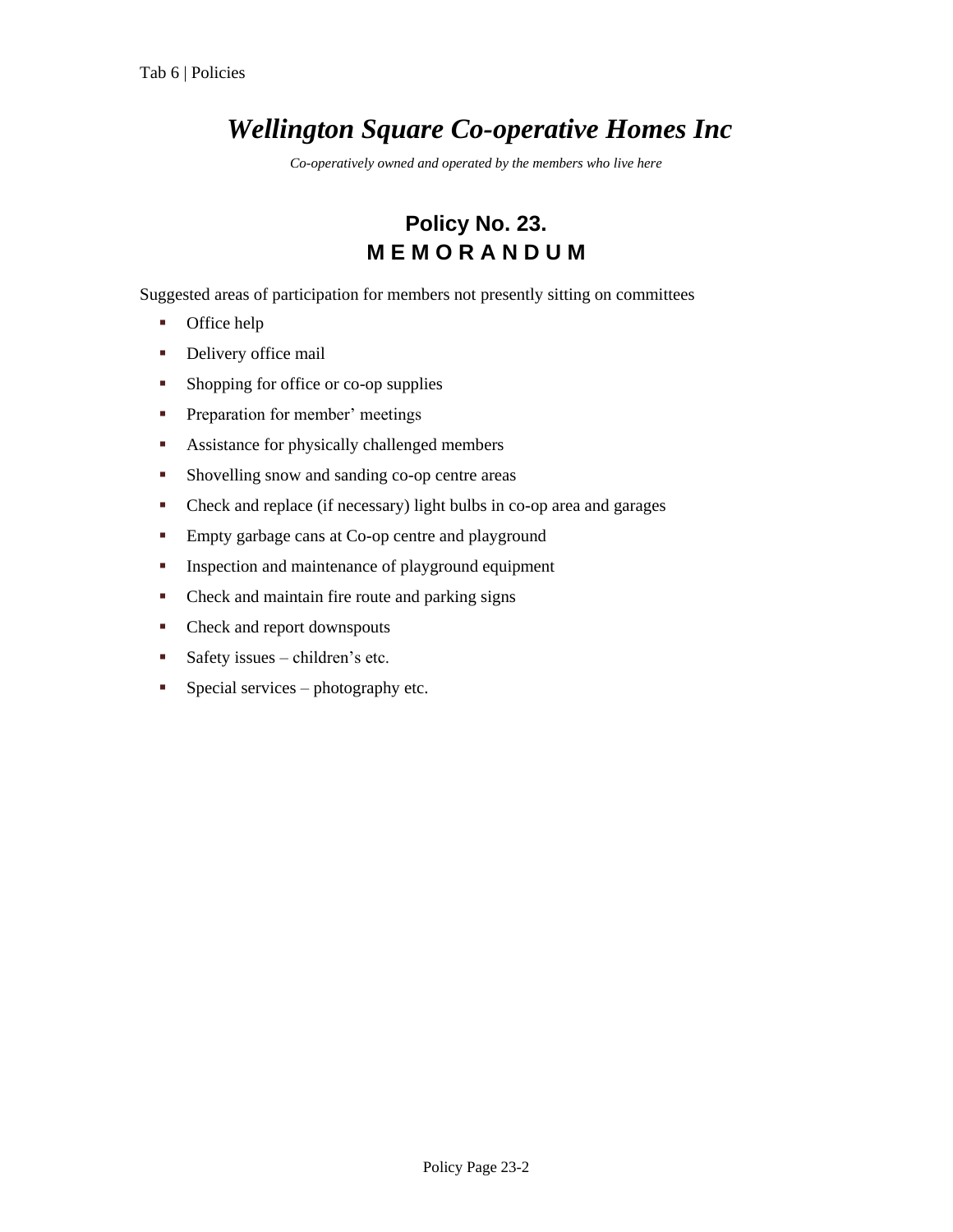# *Wellington Square Co-operative Homes Inc*

*Co-operatively owned and operated by the members who live here*

## Policy No. 23.
## M E M O R A N D U M

Suggested areas of participation for members not presently sitting on committees

- Office help
- Delivery office mail
- Shopping for office or co-op supplies
- Preparation for member' meetings
- Assistance for physically challenged members
- Shovelling snow and sanding co-op centre areas
- Check and replace (if necessary) light bulbs in co-op area and garages
- Empty garbage cans at Co-op centre and playground
- Inspection and maintenance of playground equipment
- Check and maintain fire route and parking signs
- Check and report downspouts
- Safety issues – children's etc.
- Special services – photography etc.